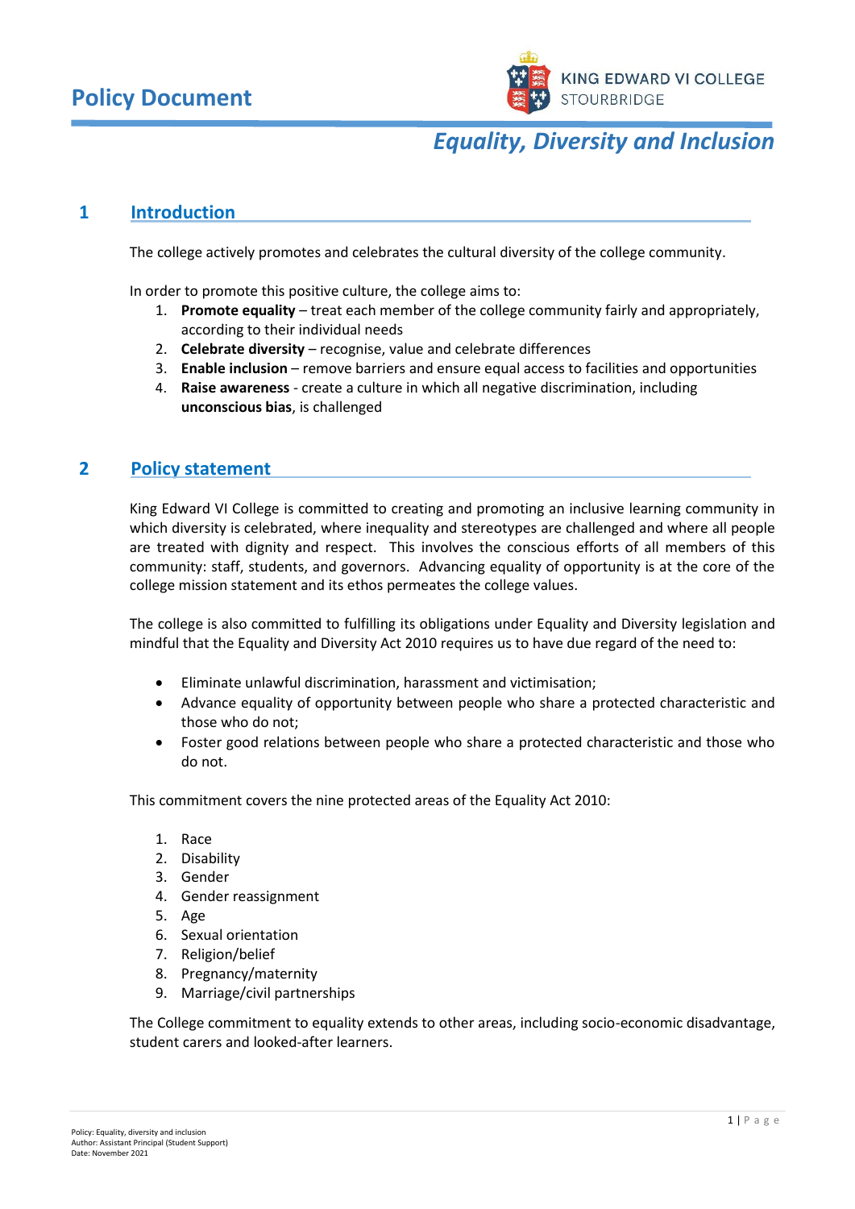# Policy Document

KING EDWARD VI COLLEGE
STOURBRIDGE

## *Equality, Diversity and Inclusion*

## 1 Introduction

The college actively promotes and celebrates the cultural diversity of the college community.

In order to promote this positive culture, the college aims to:

1. **Promote equality** – treat each member of the college community fairly and appropriately, according to their individual needs
2. **Celebrate diversity** – recognise, value and celebrate differences
3. **Enable inclusion** – remove barriers and ensure equal access to facilities and opportunities
4. **Raise awareness** - create a culture in which all negative discrimination, including **unconscious bias**, is challenged

## 2 Policy statement

King Edward VI College is committed to creating and promoting an inclusive learning community in which diversity is celebrated, where inequality and stereotypes are challenged and where all people are treated with dignity and respect. This involves the conscious efforts of all members of this community: staff, students, and governors. Advancing equality of opportunity is at the core of the college mission statement and its ethos permeates the college values.

The college is also committed to fulfilling its obligations under Equality and Diversity legislation and mindful that the Equality and Diversity Act 2010 requires us to have due regard of the need to:

- Eliminate unlawful discrimination, harassment and victimisation;
- Advance equality of opportunity between people who share a protected characteristic and those who do not;
- Foster good relations between people who share a protected characteristic and those who do not.

This commitment covers the nine protected areas of the Equality Act 2010:

1. Race
2. Disability
3. Gender
4. Gender reassignment
5. Age
6. Sexual orientation
7. Religion/belief
8. Pregnancy/maternity
9. Marriage/civil partnerships

The College commitment to equality extends to other areas, including socio-economic disadvantage, student carers and looked-after learners.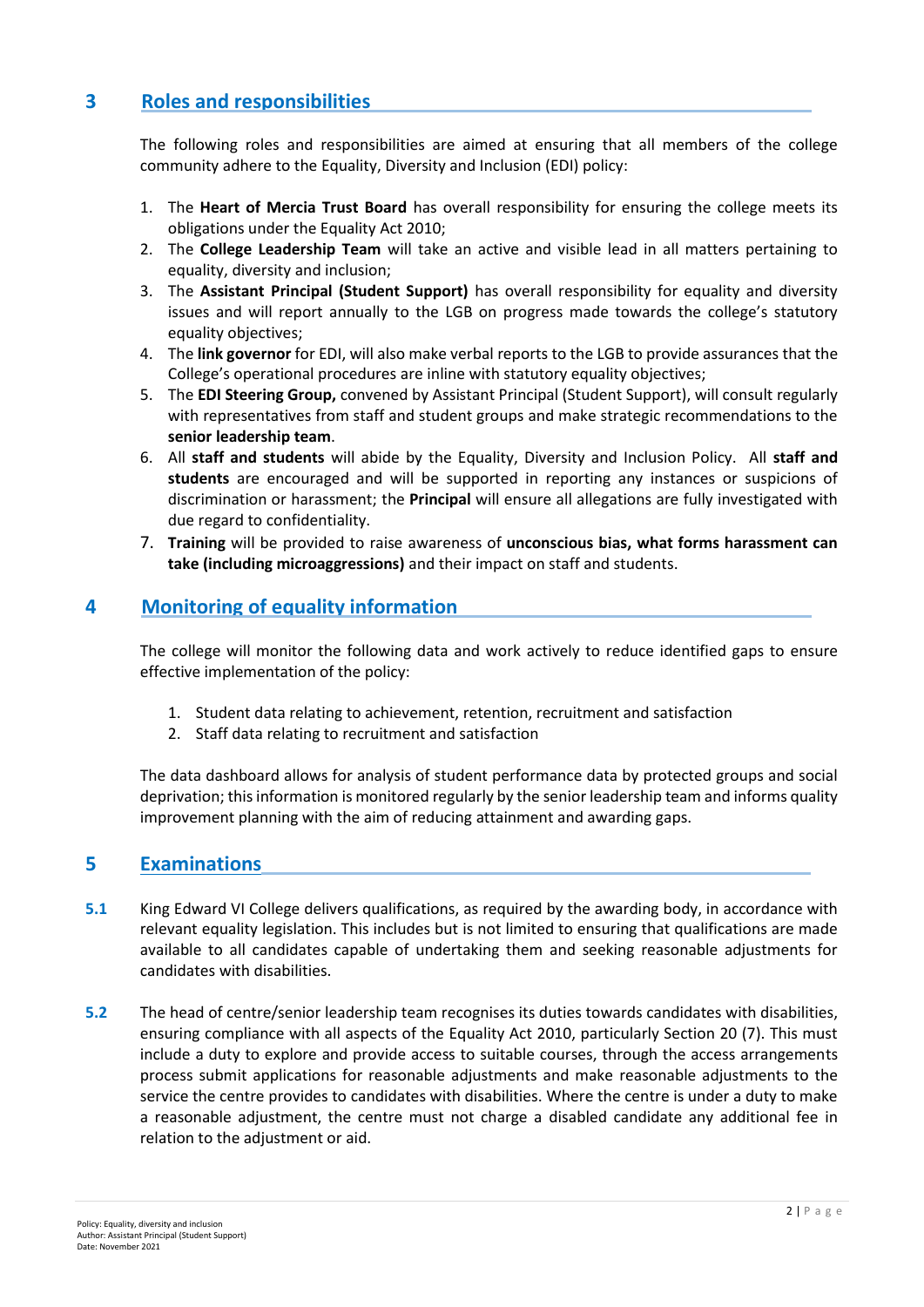## 3 Roles and responsibilities

The following roles and responsibilities are aimed at ensuring that all members of the college community adhere to the Equality, Diversity and Inclusion (EDI) policy:

1. The **Heart of Mercia Trust Board** has overall responsibility for ensuring the college meets its obligations under the Equality Act 2010;
2. The **College Leadership Team** will take an active and visible lead in all matters pertaining to equality, diversity and inclusion;
3. The **Assistant Principal (Student Support)** has overall responsibility for equality and diversity issues and will report annually to the LGB on progress made towards the college's statutory equality objectives;
4. The **link governor** for EDI, will also make verbal reports to the LGB to provide assurances that the College's operational procedures are inline with statutory equality objectives;
5. The **EDI Steering Group,** convened by Assistant Principal (Student Support), will consult regularly with representatives from staff and student groups and make strategic recommendations to the **senior leadership team**.
6. All **staff and students** will abide by the Equality, Diversity and Inclusion Policy. All **staff and students** are encouraged and will be supported in reporting any instances or suspicions of discrimination or harassment; the **Principal** will ensure all allegations are fully investigated with due regard to confidentiality.
7. **Training** will be provided to raise awareness of **unconscious bias, what forms harassment can take (including microaggressions)** and their impact on staff and students.

## 4 Monitoring of equality information

The college will monitor the following data and work actively to reduce identified gaps to ensure effective implementation of the policy:

1. Student data relating to achievement, retention, recruitment and satisfaction
2. Staff data relating to recruitment and satisfaction

The data dashboard allows for analysis of student performance data by protected groups and social deprivation; this information is monitored regularly by the senior leadership team and informs quality improvement planning with the aim of reducing attainment and awarding gaps.

## 5 Examinations

**5.1** King Edward VI College delivers qualifications, as required by the awarding body, in accordance with relevant equality legislation. This includes but is not limited to ensuring that qualifications are made available to all candidates capable of undertaking them and seeking reasonable adjustments for candidates with disabilities.

**5.2** The head of centre/senior leadership team recognises its duties towards candidates with disabilities, ensuring compliance with all aspects of the Equality Act 2010, particularly Section 20 (7). This must include a duty to explore and provide access to suitable courses, through the access arrangements process submit applications for reasonable adjustments and make reasonable adjustments to the service the centre provides to candidates with disabilities. Where the centre is under a duty to make a reasonable adjustment, the centre must not charge a disabled candidate any additional fee in relation to the adjustment or aid.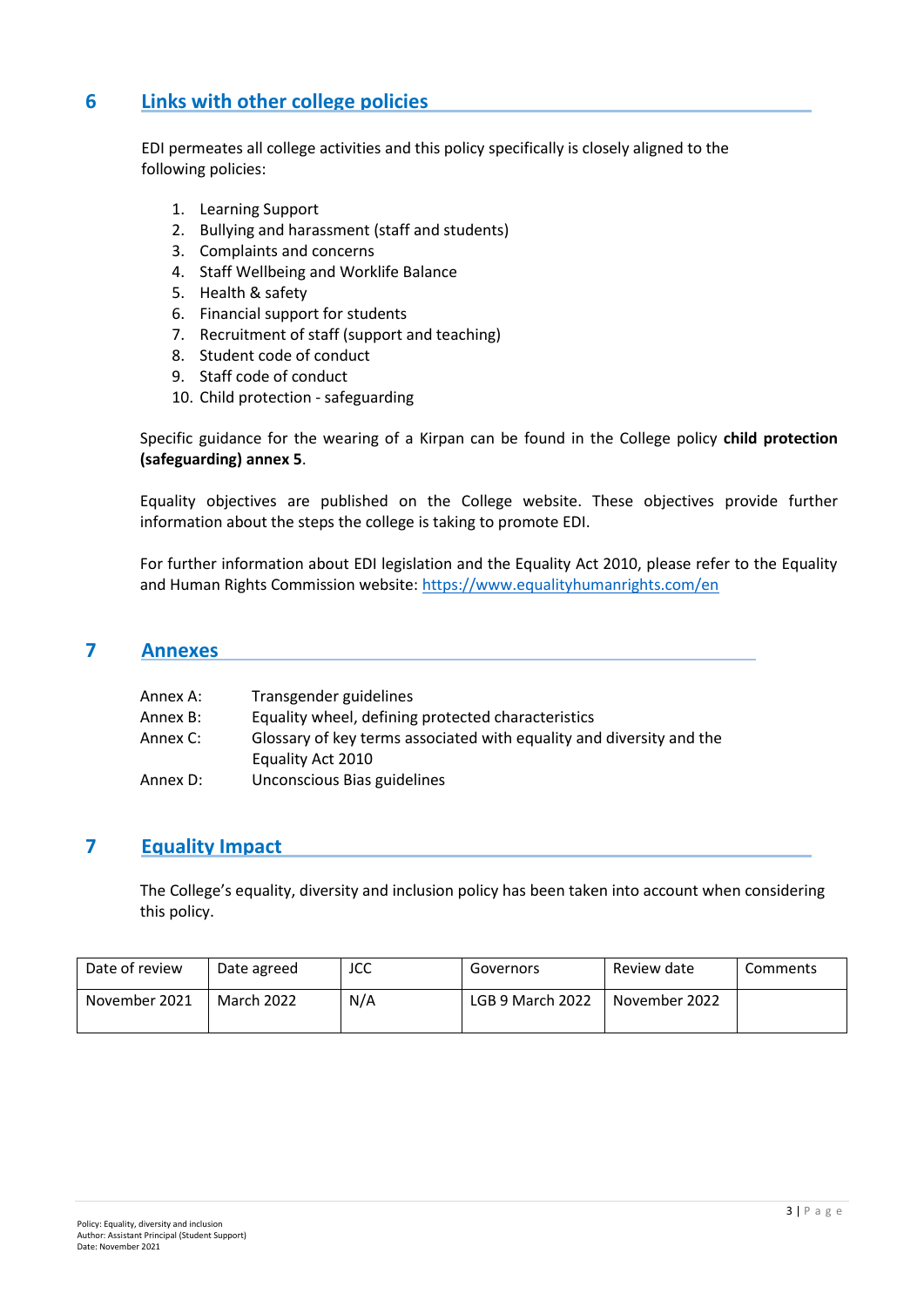## 6 Links with other college policies

EDI permeates all college activities and this policy specifically is closely aligned to the following policies:

1. Learning Support
2. Bullying and harassment (staff and students)
3. Complaints and concerns
4. Staff Wellbeing and Worklife Balance
5. Health & safety
6. Financial support for students
7. Recruitment of staff (support and teaching)
8. Student code of conduct
9. Staff code of conduct
10. Child protection - safeguarding

Specific guidance for the wearing of a Kirpan can be found in the College policy **child protection (safeguarding) annex 5**.

Equality objectives are published on the College website. These objectives provide further information about the steps the college is taking to promote EDI.

For further information about EDI legislation and the Equality Act 2010, please refer to the Equality and Human Rights Commission website: https://www.equalityhumanrights.com/en

## 7 Annexes

| | |
|---|---|
| Annex A: | Transgender guidelines |
| Annex B: | Equality wheel, defining protected characteristics |
| Annex C: | Glossary of key terms associated with equality and diversity and the Equality Act 2010 |
| Annex D: | Unconscious Bias guidelines |

## 7 Equality Impact

The College's equality, diversity and inclusion policy has been taken into account when considering this policy.

| Date of review | Date agreed | JCC | Governors | Review date | Comments |
|---|---|---|---|---|---|
| November 2021 | March 2022 | N/A | LGB 9 March 2022 | November 2022 | |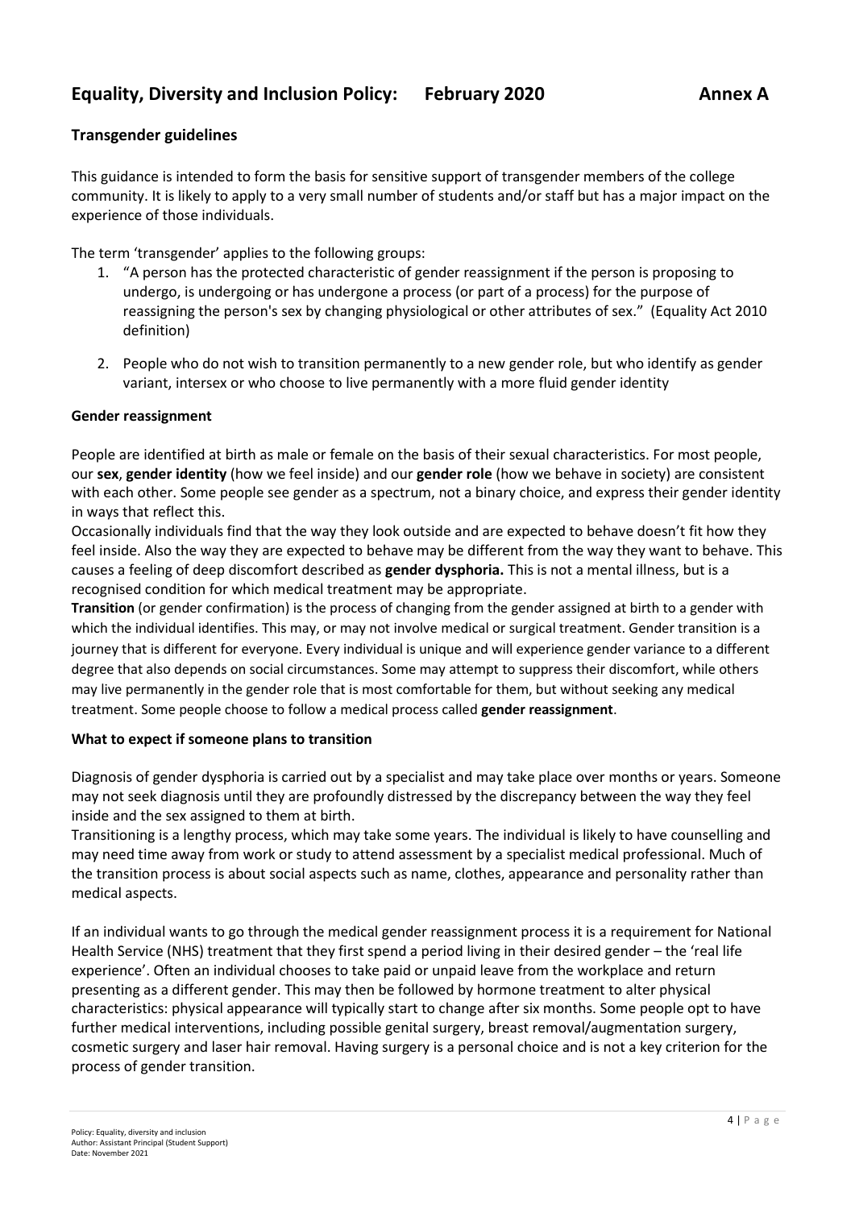## Equality, Diversity and Inclusion Policy: February 2020 Annex A

### Transgender guidelines

This guidance is intended to form the basis for sensitive support of transgender members of the college community. It is likely to apply to a very small number of students and/or staff but has a major impact on the experience of those individuals.

The term 'transgender' applies to the following groups:

1. "A person has the protected characteristic of gender reassignment if the person is proposing to undergo, is undergoing or has undergone a process (or part of a process) for the purpose of reassigning the person's sex by changing physiological or other attributes of sex." (Equality Act 2010 definition)

2. People who do not wish to transition permanently to a new gender role, but who identify as gender variant, intersex or who choose to live permanently with a more fluid gender identity

#### Gender reassignment

People are identified at birth as male or female on the basis of their sexual characteristics. For most people, our **sex**, **gender identity** (how we feel inside) and our **gender role** (how we behave in society) are consistent with each other. Some people see gender as a spectrum, not a binary choice, and express their gender identity in ways that reflect this.

Occasionally individuals find that the way they look outside and are expected to behave doesn't fit how they feel inside. Also the way they are expected to behave may be different from the way they want to behave. This causes a feeling of deep discomfort described as **gender dysphoria.** This is not a mental illness, but is a recognised condition for which medical treatment may be appropriate.

**Transition** (or gender confirmation) is the process of changing from the gender assigned at birth to a gender with which the individual identifies. This may, or may not involve medical or surgical treatment. Gender transition is a journey that is different for everyone. Every individual is unique and will experience gender variance to a different degree that also depends on social circumstances. Some may attempt to suppress their discomfort, while others may live permanently in the gender role that is most comfortable for them, but without seeking any medical treatment. Some people choose to follow a medical process called **gender reassignment**.

#### What to expect if someone plans to transition

Diagnosis of gender dysphoria is carried out by a specialist and may take place over months or years. Someone may not seek diagnosis until they are profoundly distressed by the discrepancy between the way they feel inside and the sex assigned to them at birth.

Transitioning is a lengthy process, which may take some years. The individual is likely to have counselling and may need time away from work or study to attend assessment by a specialist medical professional. Much of the transition process is about social aspects such as name, clothes, appearance and personality rather than medical aspects.

If an individual wants to go through the medical gender reassignment process it is a requirement for National Health Service (NHS) treatment that they first spend a period living in their desired gender – the 'real life experience'. Often an individual chooses to take paid or unpaid leave from the workplace and return presenting as a different gender. This may then be followed by hormone treatment to alter physical characteristics: physical appearance will typically start to change after six months. Some people opt to have further medical interventions, including possible genital surgery, breast removal/augmentation surgery, cosmetic surgery and laser hair removal. Having surgery is a personal choice and is not a key criterion for the process of gender transition.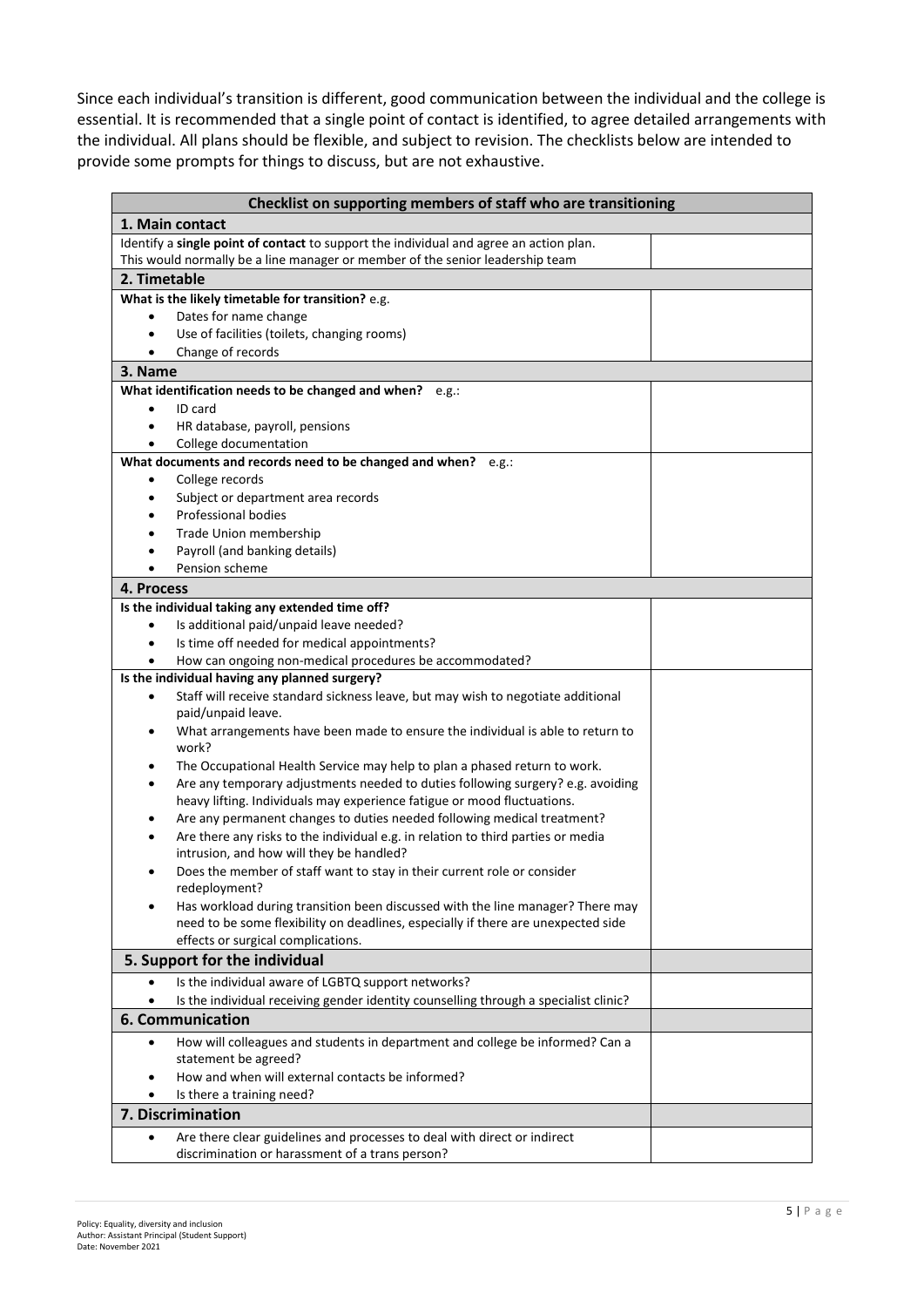Since each individual's transition is different, good communication between the individual and the college is essential. It is recommended that a single point of contact is identified, to agree detailed arrangements with the individual. All plans should be flexible, and subject to revision. The checklists below are intended to provide some prompts for things to discuss, but are not exhaustive.

| **Checklist on supporting members of staff who are transitioning** | |
|---|---|
| **1. Main contact** | |
| Identify a **single point of contact** to support the individual and agree an action plan.<br>This would normally be a line manager or member of the senior leadership team | |
| **2. Timetable** | |
| **What is the likely timetable for transition?** e.g.<br>• Dates for name change<br>• Use of facilities (toilets, changing rooms)<br>• Change of records | |
| **3. Name** | |
| **What identification needs to be changed and when?** e.g.:<br>• ID card<br>• HR database, payroll, pensions<br>• College documentation | |
| **What documents and records need to be changed and when?** e.g.:<br>• College records<br>• Subject or department area records<br>• Professional bodies<br>• Trade Union membership<br>• Payroll (and banking details)<br>• Pension scheme | |
| **4. Process** | |
| **Is the individual taking any extended time off?**<br>• Is additional paid/unpaid leave needed?<br>• Is time off needed for medical appointments?<br>• How can ongoing non-medical procedures be accommodated? | |
| **Is the individual having any planned surgery?**<br>• Staff will receive standard sickness leave, but may wish to negotiate additional paid/unpaid leave.<br>• What arrangements have been made to ensure the individual is able to return to work?<br>• The Occupational Health Service may help to plan a phased return to work.<br>• Are any temporary adjustments needed to duties following surgery? e.g. avoiding heavy lifting. Individuals may experience fatigue or mood fluctuations.<br>• Are any permanent changes to duties needed following medical treatment?<br>• Are there any risks to the individual e.g. in relation to third parties or media intrusion, and how will they be handled?<br>• Does the member of staff want to stay in their current role or consider redeployment?<br>• Has workload during transition been discussed with the line manager? There may need to be some flexibility on deadlines, especially if there are unexpected side effects or surgical complications. | |
| **5. Support for the individual** | |
| • Is the individual aware of LGBTQ support networks?<br>• Is the individual receiving gender identity counselling through a specialist clinic? | |
| **6. Communication** | |
| • How will colleagues and students in department and college be informed? Can a statement be agreed?<br>• How and when will external contacts be informed?<br>• Is there a training need? | |
| **7. Discrimination** | |
| • Are there clear guidelines and processes to deal with direct or indirect discrimination or harassment of a trans person? | |

Policy: Equality, diversity and inclusion
Author: Assistant Principal (Student Support)
Date: November 2021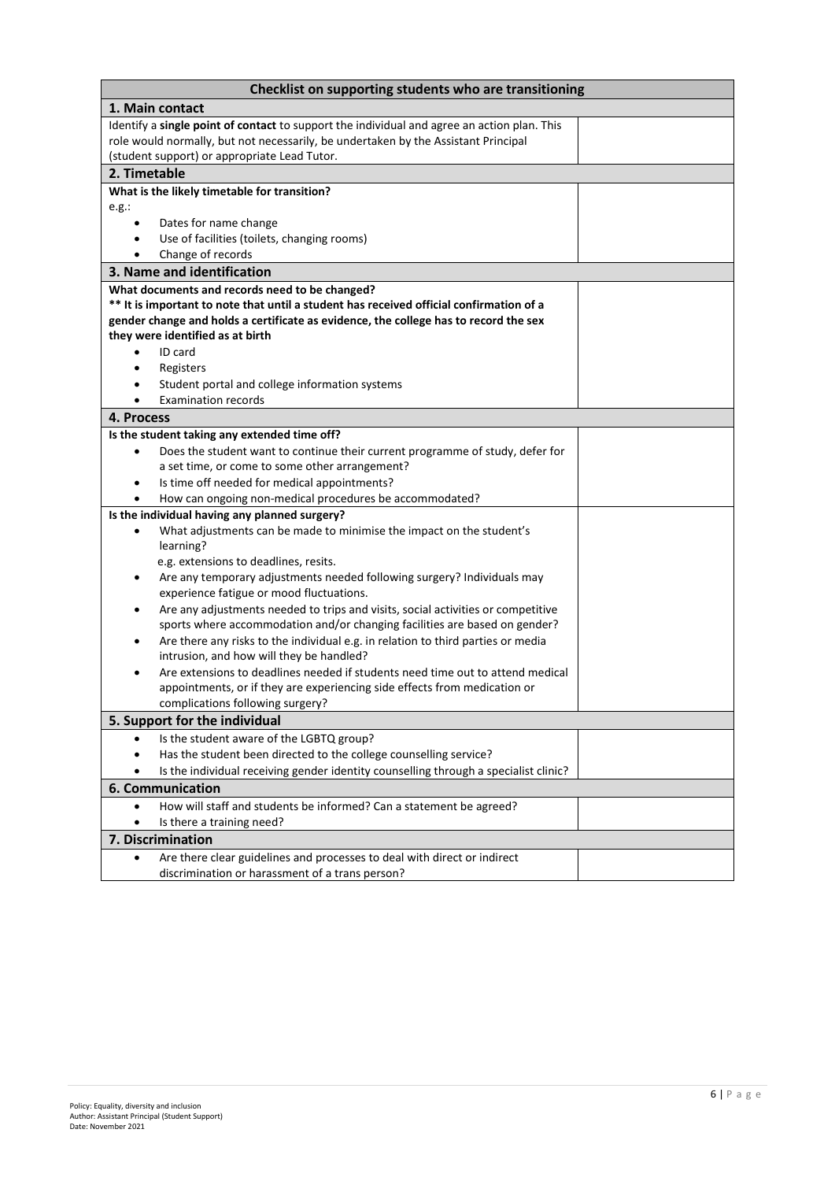| Checklist on supporting students who are transitioning | |
|---|---|
| **1. Main contact** | |
| Identify a **single point of contact** to support the individual and agree an action plan. This role would normally, but not necessarily, be undertaken by the Assistant Principal (student support) or appropriate Lead Tutor. | |
| **2. Timetable** | |
| **What is the likely timetable for transition?**<br>e.g.:<br>• Dates for name change<br>• Use of facilities (toilets, changing rooms)<br>• Change of records | |
| **3. Name and identification** | |
| **What documents and records need to be changed?**<br>**** It is important to note that until a student has received official confirmation of a gender change and holds a certificate as evidence, the college has to record the sex they were identified as at birth**<br>• ID card<br>• Registers<br>• Student portal and college information systems<br>• Examination records | |
| **4. Process** | |
| **Is the student taking any extended time off?**<br>• Does the student want to continue their current programme of study, defer for a set time, or come to some other arrangement?<br>• Is time off needed for medical appointments?<br>• How can ongoing non-medical procedures be accommodated? | |
| **Is the individual having any planned surgery?**<br>• What adjustments can be made to minimise the impact on the student's learning?<br>e.g. extensions to deadlines, resits.<br>• Are any temporary adjustments needed following surgery? Individuals may experience fatigue or mood fluctuations.<br>• Are any adjustments needed to trips and visits, social activities or competitive sports where accommodation and/or changing facilities are based on gender?<br>• Are there any risks to the individual e.g. in relation to third parties or media intrusion, and how will they be handled?<br>• Are extensions to deadlines needed if students need time out to attend medical appointments, or if they are experiencing side effects from medication or complications following surgery? | |
| **5. Support for the individual** | |
| • Is the student aware of the LGBTQ group?<br>• Has the student been directed to the college counselling service?<br>• Is the individual receiving gender identity counselling through a specialist clinic? | |
| **6. Communication** | |
| • How will staff and students be informed? Can a statement be agreed?<br>• Is there a training need? | |
| **7. Discrimination** | |
| • Are there clear guidelines and processes to deal with direct or indirect discrimination or harassment of a trans person? | |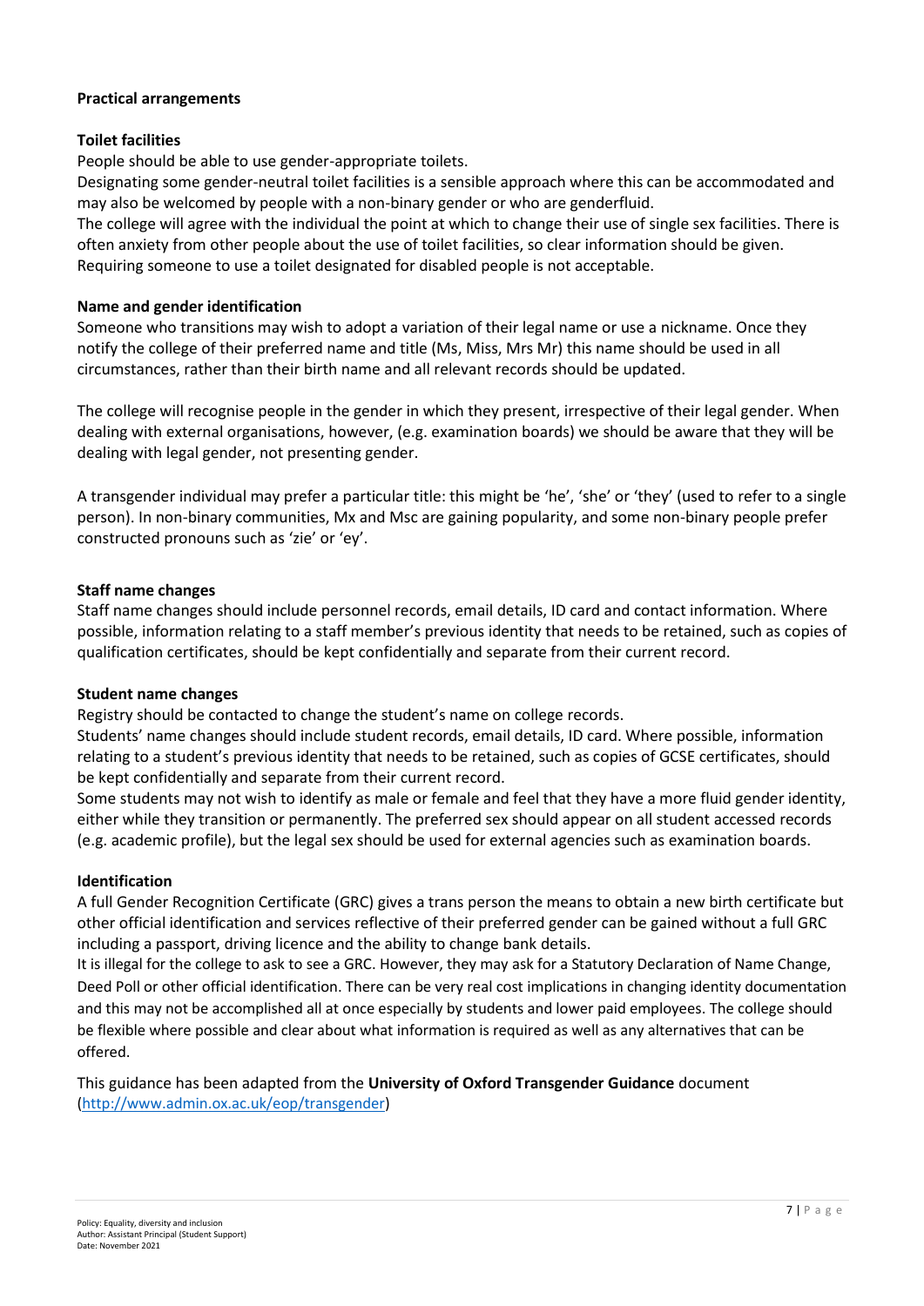**Practical arrangements**

**Toilet facilities**

People should be able to use gender-appropriate toilets.
Designating some gender-neutral toilet facilities is a sensible approach where this can be accommodated and may also be welcomed by people with a non-binary gender or who are genderfluid.
The college will agree with the individual the point at which to change their use of single sex facilities. There is often anxiety from other people about the use of toilet facilities, so clear information should be given.
Requiring someone to use a toilet designated for disabled people is not acceptable.

**Name and gender identification**

Someone who transitions may wish to adopt a variation of their legal name or use a nickname. Once they notify the college of their preferred name and title (Ms, Miss, Mrs Mr) this name should be used in all circumstances, rather than their birth name and all relevant records should be updated.

The college will recognise people in the gender in which they present, irrespective of their legal gender. When dealing with external organisations, however, (e.g. examination boards) we should be aware that they will be dealing with legal gender, not presenting gender.

A transgender individual may prefer a particular title: this might be 'he', 'she' or 'they' (used to refer to a single person). In non-binary communities, Mx and Msc are gaining popularity, and some non-binary people prefer constructed pronouns such as 'zie' or 'ey'.

**Staff name changes**

Staff name changes should include personnel records, email details, ID card and contact information. Where possible, information relating to a staff member's previous identity that needs to be retained, such as copies of qualification certificates, should be kept confidentially and separate from their current record.

**Student name changes**

Registry should be contacted to change the student's name on college records.
Students' name changes should include student records, email details, ID card. Where possible, information relating to a student's previous identity that needs to be retained, such as copies of GCSE certificates, should be kept confidentially and separate from their current record.
Some students may not wish to identify as male or female and feel that they have a more fluid gender identity, either while they transition or permanently. The preferred sex should appear on all student accessed records (e.g. academic profile), but the legal sex should be used for external agencies such as examination boards.

**Identification**

A full Gender Recognition Certificate (GRC) gives a trans person the means to obtain a new birth certificate but other official identification and services reflective of their preferred gender can be gained without a full GRC including a passport, driving licence and the ability to change bank details.
It is illegal for the college to ask to see a GRC. However, they may ask for a Statutory Declaration of Name Change, Deed Poll or other official identification. There can be very real cost implications in changing identity documentation and this may not be accomplished all at once especially by students and lower paid employees. The college should be flexible where possible and clear about what information is required as well as any alternatives that can be offered.

This guidance has been adapted from the **University of Oxford Transgender Guidance** document (http://www.admin.ox.ac.uk/eop/transgender)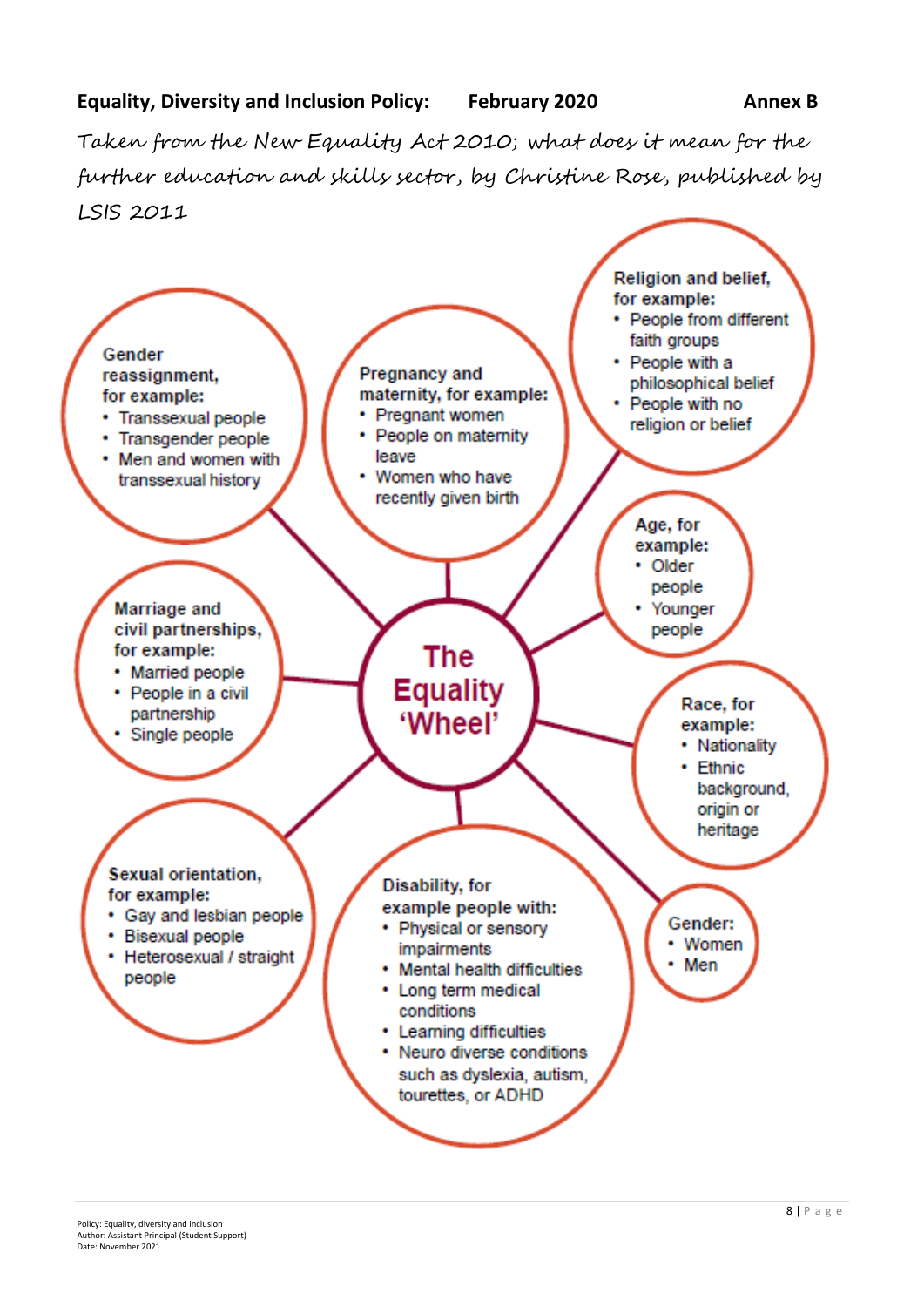**Equality, Diversity and Inclusion Policy: February 2020 Annex B**

*Taken from the New Equality Act 2010; what does it mean for the further education and skills sector, by Christine Rose, published by LSIS 2011*

## The Equality 'Wheel'

**Gender reassignment, for example:**
- Transsexual people
- Transgender people
- Men and women with transsexual history

**Pregnancy and maternity, for example:**
- Pregnant women
- People on maternity leave
- Women who have recently given birth

**Religion and belief, for example:**
- People from different faith groups
- People with a philosophical belief
- People with no religion or belief

**Age, for example:**
- Older people
- Younger people

**Marriage and civil partnerships, for example:**
- Married people
- People in a civil partnership
- Single people

**Race, for example:**
- Nationality
- Ethnic background, origin or heritage

**Sexual orientation, for example:**
- Gay and lesbian people
- Bisexual people
- Heterosexual / straight people

**Disability, for example people with:**
- Physical or sensory impairments
- Mental health difficulties
- Long term medical conditions
- Learning difficulties
- Neuro diverse conditions such as dyslexia, autism, tourettes, or ADHD

**Gender:**
- Women
- Men

Policy: Equality, diversity and inclusion
Author: Assistant Principal (Student Support)
Date: November 2021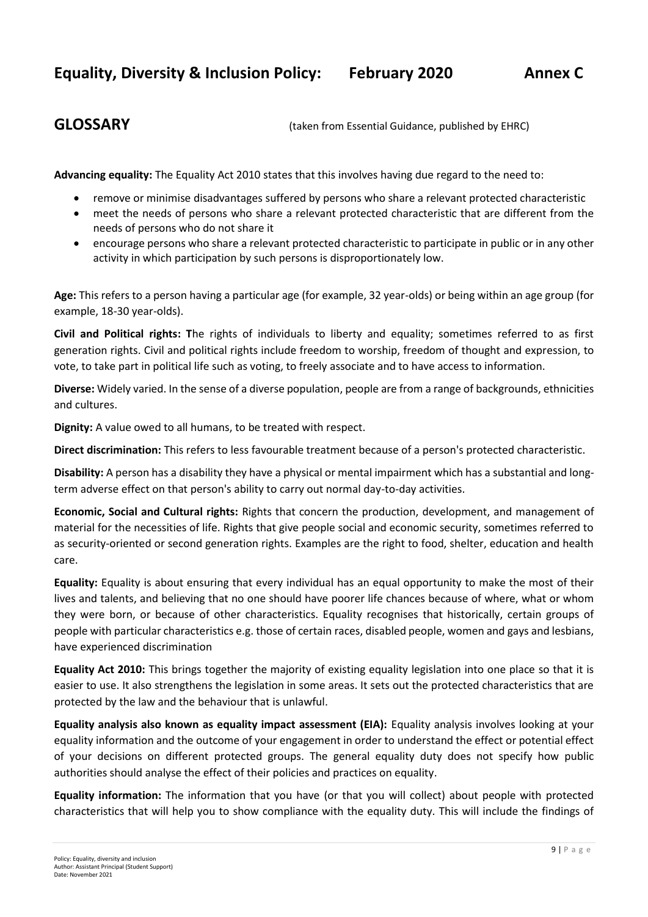# Equality, Diversity & Inclusion Policy: February 2020 Annex C

## GLOSSARY

(taken from Essential Guidance, published by EHRC)

**Advancing equality:** The Equality Act 2010 states that this involves having due regard to the need to:

- remove or minimise disadvantages suffered by persons who share a relevant protected characteristic
- meet the needs of persons who share a relevant protected characteristic that are different from the needs of persons who do not share it
- encourage persons who share a relevant protected characteristic to participate in public or in any other activity in which participation by such persons is disproportionately low.

**Age:** This refers to a person having a particular age (for example, 32 year-olds) or being within an age group (for example, 18-30 year-olds).

**Civil and Political rights: T**he rights of individuals to liberty and equality; sometimes referred to as first generation rights. Civil and political rights include freedom to worship, freedom of thought and expression, to vote, to take part in political life such as voting, to freely associate and to have access to information.

**Diverse:** Widely varied. In the sense of a diverse population, people are from a range of backgrounds, ethnicities and cultures.

**Dignity:** A value owed to all humans, to be treated with respect.

**Direct discrimination:** This refers to less favourable treatment because of a person's protected characteristic.

**Disability:** A person has a disability they have a physical or mental impairment which has a substantial and long-term adverse effect on that person's ability to carry out normal day-to-day activities.

**Economic, Social and Cultural rights:** Rights that concern the production, development, and management of material for the necessities of life. Rights that give people social and economic security, sometimes referred to as security-oriented or second generation rights. Examples are the right to food, shelter, education and health care.

**Equality:** Equality is about ensuring that every individual has an equal opportunity to make the most of their lives and talents, and believing that no one should have poorer life chances because of where, what or whom they were born, or because of other characteristics. Equality recognises that historically, certain groups of people with particular characteristics e.g. those of certain races, disabled people, women and gays and lesbians, have experienced discrimination

**Equality Act 2010:** This brings together the majority of existing equality legislation into one place so that it is easier to use. It also strengthens the legislation in some areas. It sets out the protected characteristics that are protected by the law and the behaviour that is unlawful.

**Equality analysis also known as equality impact assessment (EIA):** Equality analysis involves looking at your equality information and the outcome of your engagement in order to understand the effect or potential effect of your decisions on different protected groups. The general equality duty does not specify how public authorities should analyse the effect of their policies and practices on equality.

**Equality information:** The information that you have (or that you will collect) about people with protected characteristics that will help you to show compliance with the equality duty. This will include the findings of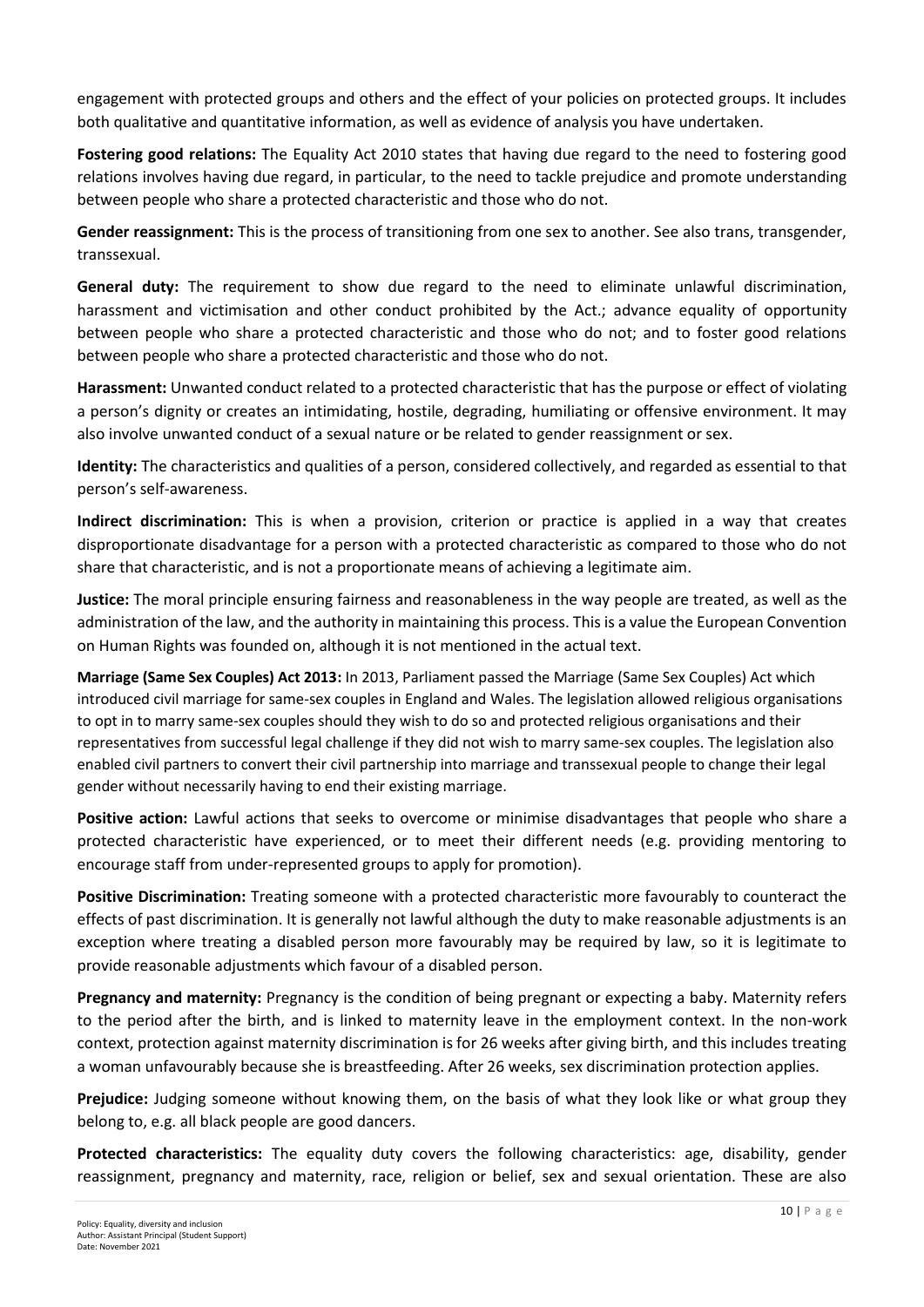engagement with protected groups and others and the effect of your policies on protected groups. It includes both qualitative and quantitative information, as well as evidence of analysis you have undertaken.

**Fostering good relations:** The Equality Act 2010 states that having due regard to the need to fostering good relations involves having due regard, in particular, to the need to tackle prejudice and promote understanding between people who share a protected characteristic and those who do not.

**Gender reassignment:** This is the process of transitioning from one sex to another. See also trans, transgender, transsexual.

**General duty:** The requirement to show due regard to the need to eliminate unlawful discrimination, harassment and victimisation and other conduct prohibited by the Act.; advance equality of opportunity between people who share a protected characteristic and those who do not; and to foster good relations between people who share a protected characteristic and those who do not.

**Harassment:** Unwanted conduct related to a protected characteristic that has the purpose or effect of violating a person's dignity or creates an intimidating, hostile, degrading, humiliating or offensive environment. It may also involve unwanted conduct of a sexual nature or be related to gender reassignment or sex.

**Identity:** The characteristics and qualities of a person, considered collectively, and regarded as essential to that person's self-awareness.

**Indirect discrimination:** This is when a provision, criterion or practice is applied in a way that creates disproportionate disadvantage for a person with a protected characteristic as compared to those who do not share that characteristic, and is not a proportionate means of achieving a legitimate aim.

**Justice:** The moral principle ensuring fairness and reasonableness in the way people are treated, as well as the administration of the law, and the authority in maintaining this process. This is a value the European Convention on Human Rights was founded on, although it is not mentioned in the actual text.

**Marriage (Same Sex Couples) Act 2013:** In 2013, Parliament passed the Marriage (Same Sex Couples) Act which introduced civil marriage for same-sex couples in England and Wales. The legislation allowed religious organisations to opt in to marry same-sex couples should they wish to do so and protected religious organisations and their representatives from successful legal challenge if they did not wish to marry same-sex couples. The legislation also enabled civil partners to convert their civil partnership into marriage and transsexual people to change their legal gender without necessarily having to end their existing marriage.

**Positive action:** Lawful actions that seeks to overcome or minimise disadvantages that people who share a protected characteristic have experienced, or to meet their different needs (e.g. providing mentoring to encourage staff from under-represented groups to apply for promotion).

**Positive Discrimination:** Treating someone with a protected characteristic more favourably to counteract the effects of past discrimination. It is generally not lawful although the duty to make reasonable adjustments is an exception where treating a disabled person more favourably may be required by law, so it is legitimate to provide reasonable adjustments which favour of a disabled person.

**Pregnancy and maternity:** Pregnancy is the condition of being pregnant or expecting a baby. Maternity refers to the period after the birth, and is linked to maternity leave in the employment context. In the non-work context, protection against maternity discrimination is for 26 weeks after giving birth, and this includes treating a woman unfavourably because she is breastfeeding. After 26 weeks, sex discrimination protection applies.

**Prejudice:** Judging someone without knowing them, on the basis of what they look like or what group they belong to, e.g. all black people are good dancers.

**Protected characteristics:** The equality duty covers the following characteristics: age, disability, gender reassignment, pregnancy and maternity, race, religion or belief, sex and sexual orientation. These are also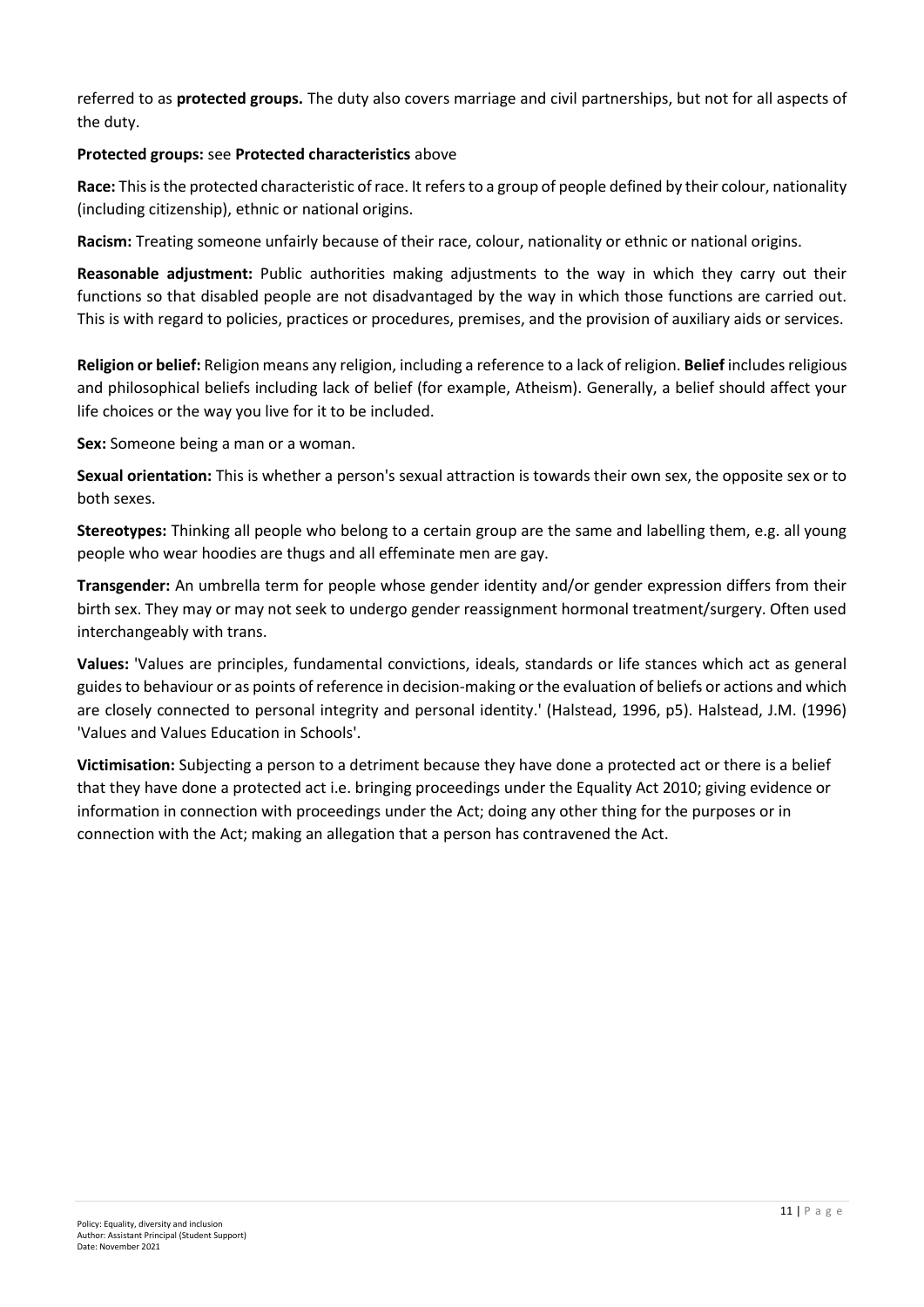referred to as **protected groups.** The duty also covers marriage and civil partnerships, but not for all aspects of the duty.

**Protected groups:** see **Protected characteristics** above

**Race:** This is the protected characteristic of race. It refers to a group of people defined by their colour, nationality (including citizenship), ethnic or national origins.

**Racism:** Treating someone unfairly because of their race, colour, nationality or ethnic or national origins.

**Reasonable adjustment:** Public authorities making adjustments to the way in which they carry out their functions so that disabled people are not disadvantaged by the way in which those functions are carried out. This is with regard to policies, practices or procedures, premises, and the provision of auxiliary aids or services.

**Religion or belief:** Religion means any religion, including a reference to a lack of religion. **Belief** includes religious and philosophical beliefs including lack of belief (for example, Atheism). Generally, a belief should affect your life choices or the way you live for it to be included.

**Sex:** Someone being a man or a woman.

**Sexual orientation:** This is whether a person's sexual attraction is towards their own sex, the opposite sex or to both sexes.

**Stereotypes:** Thinking all people who belong to a certain group are the same and labelling them, e.g. all young people who wear hoodies are thugs and all effeminate men are gay.

**Transgender:** An umbrella term for people whose gender identity and/or gender expression differs from their birth sex. They may or may not seek to undergo gender reassignment hormonal treatment/surgery. Often used interchangeably with trans.

**Values:** 'Values are principles, fundamental convictions, ideals, standards or life stances which act as general guides to behaviour or as points of reference in decision-making or the evaluation of beliefs or actions and which are closely connected to personal integrity and personal identity.' (Halstead, 1996, p5). Halstead, J.M. (1996) 'Values and Values Education in Schools'.

**Victimisation:** Subjecting a person to a detriment because they have done a protected act or there is a belief that they have done a protected act i.e. bringing proceedings under the Equality Act 2010; giving evidence or information in connection with proceedings under the Act; doing any other thing for the purposes or in connection with the Act; making an allegation that a person has contravened the Act.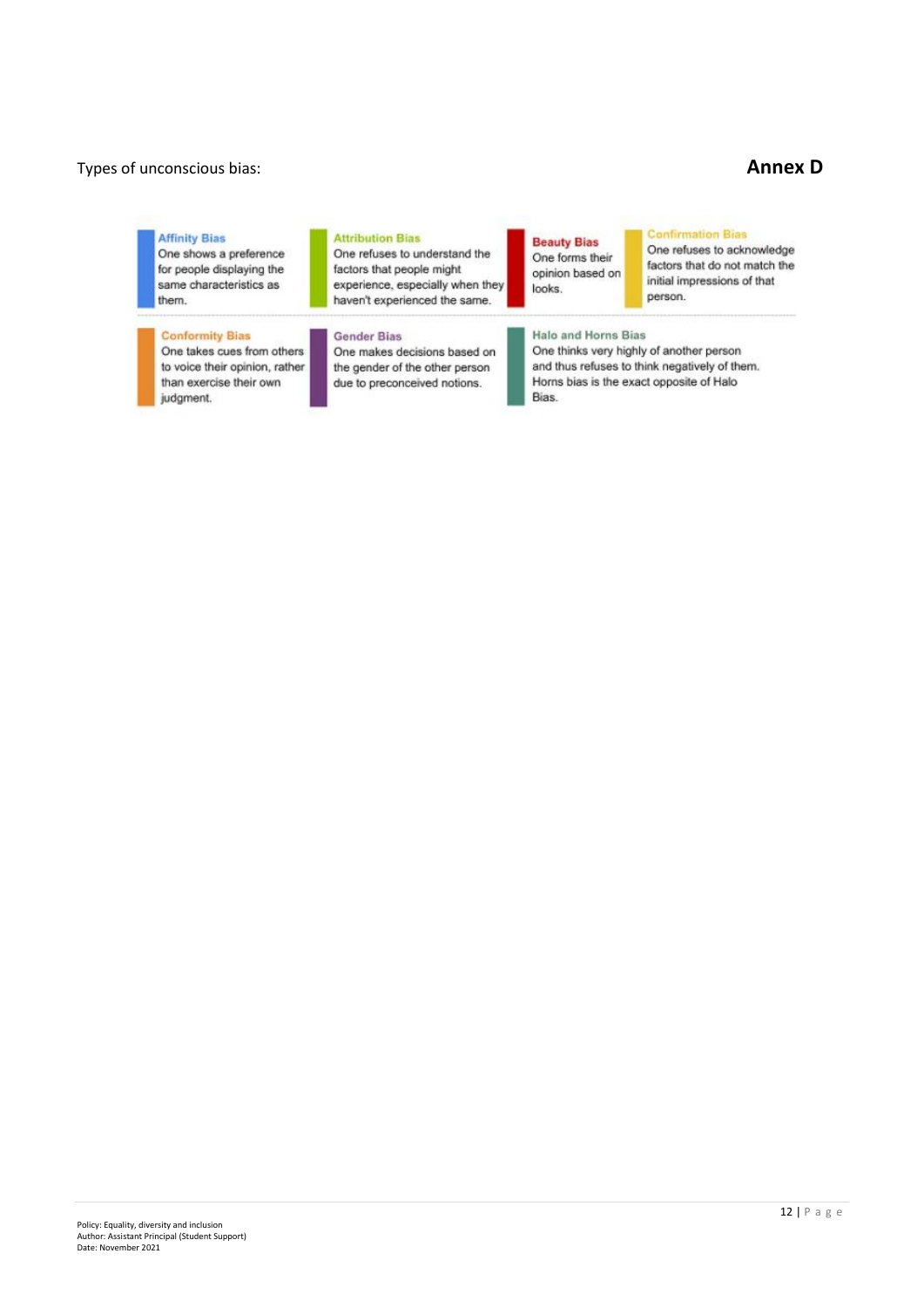Types of unconscious bias:

## Annex D

**Affinity Bias**
One shows a preference for people displaying the same characteristics as them.

**Attribution Bias**
One refuses to understand the factors that people might experience, especially when they haven't experienced the same.

**Beauty Bias**
One forms their opinion based on looks.

**Confirmation Bias**
One refuses to acknowledge factors that do not match the initial impressions of that person.

**Conformity Bias**
One takes cues from others to voice their opinion, rather than exercise their own judgment.

**Gender Bias**
One makes decisions based on the gender of the other person due to preconceived notions.

**Halo and Horns Bias**
One thinks very highly of another person and thus refuses to think negatively of them. Horns bias is the exact opposite of Halo Bias.

Policy: Equality, diversity and inclusion
Author: Assistant Principal (Student Support)
Date: November 2021